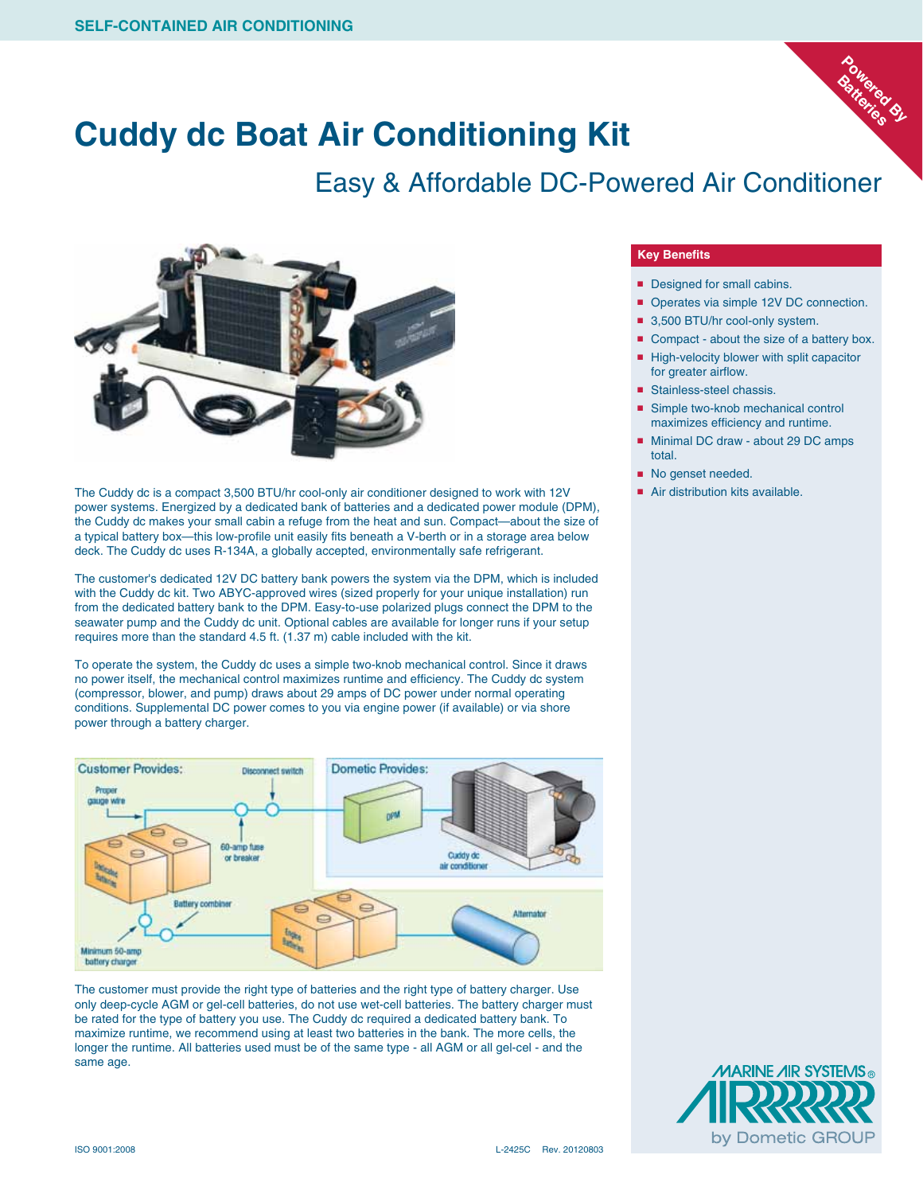SELF-CONTAINED AIR CONDITIONING

Powered By Batteries

# Cuddy dc Boat Air Conditioning Kit

## Easy & Affordable DC-Powered Air Conditioner

The Cuddy dc is a compact 3,500 BTU/hr cool-only air conditioner designed to work with 12V power systems. Energized by a dedicated bank of batteries and a dedicated power module (DPM), the Cuddy dc makes your small cabin a refuge from the heat and sun. Compact—about the size of a typical battery box—this low-profile unit easily fits beneath a V-berth or in a storage area below deck. The Cuddy dc uses R-134A, a globally accepted, environmentally safe refrigerant.

The customer's dedicated 12V DC battery bank powers the system via the DPM, which is included with the Cuddy dc kit. Two ABYC-approved wires (sized properly for your unique installation) run from the dedicated battery bank to the DPM. Easy-to-use polarized plugs connect the DPM to the seawater pump and the Cuddy dc unit. Optional cables are available for longer runs if your setup requires more than the standard 4.5 ft. (1.37 m) cable included with the kit.

To operate the system, the Cuddy dc uses a simple two-knob mechanical control. Since it draws no power itself, the mechanical control maximizes runtime and efficiency. The Cuddy dc system (compressor, blower, and pump) draws about 29 amps of DC power under normal operating conditions. Supplemental DC power comes to you via engine power (if available) or via shore power through a battery charger.

Customer Provides: Proper gauge wire; Disconnect switch; 60-amp fuse or breaker; Dedicated Batteries; Battery combiner; Minimum 50-amp battery charger; Engine Batteries; Alternator

Dometic Provides: DPM; Cuddy dc air conditioner

The customer must provide the right type of batteries and the right type of battery charger. Use only deep-cycle AGM or gel-cell batteries, do not use wet-cell batteries. The battery charger must be rated for the type of battery you use. The Cuddy dc required a dedicated battery bank. To maximize runtime, we recommend using at least two batteries in the bank. The more cells, the longer the runtime. All batteries used must be of the same type - all AGM or all gel-cel - and the same age.

### Key Benefits

- Designed for small cabins.
- Operates via simple 12V DC connection.
- 3,500 BTU/hr cool-only system.
- Compact - about the size of a battery box.
- High-velocity blower with split capacitor for greater airflow.
- Stainless-steel chassis.
- Simple two-knob mechanical control maximizes efficiency and runtime.
- Minimal DC draw - about 29 DC amps total.
- No genset needed.
- Air distribution kits available.

MARINE AIR SYSTEMS® by Dometic GROUP

ISO 9001:2008 L-2425C Rev. 20120803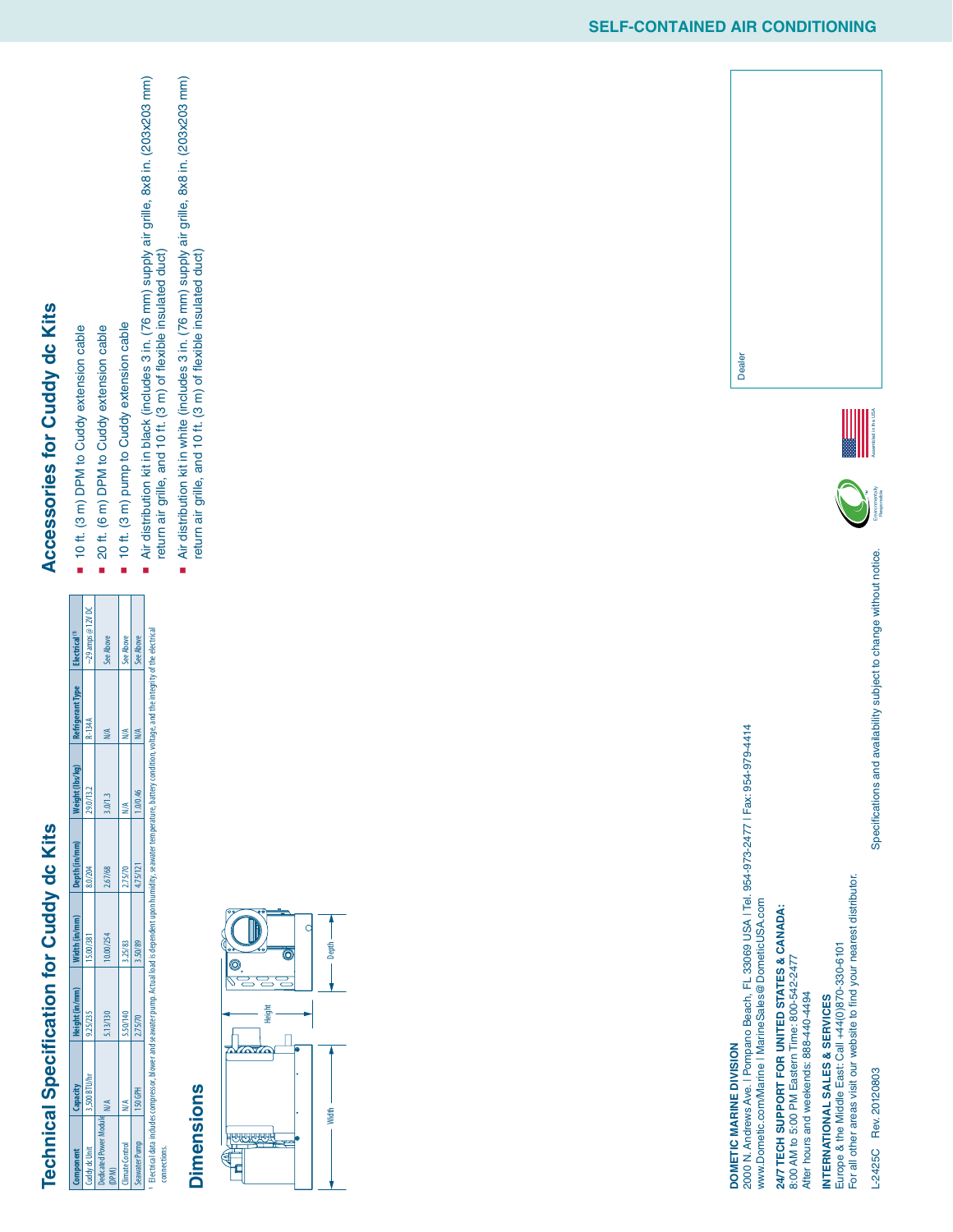# Technical Specification for Cuddy dc Kits

| Component | Capacity | Height (in/mm) | Width (in/mm) | Depth (in/mm) | Weight (lbs/kg) | Refrigerant Type | Electrical[1] |
|---|---|---|---|---|---|---|---|
| Cuddy dc Unit | 3,500 BTU/hr | 9.25/235 | 15.00/381 | 8.0/204 | 29.0/13.2 | R-134A | ~29 amps @ 12V DC |
| Dedicated Power Module (DPM) | N/A | 5.13/130 | 10.00/254 | 2.67/68 | 3.0/1.3 | N/A | See Above |
| Climate Control | N/A | 5.50/140 | 3.25/83 | 2.75/70 | N/A | N/A | See Above |
| Seawater Pump | 150 GPH | 2.75/70 | 3.50/89 | 4.75/121 | 1.0/0.46 | N/A | See Above |

[1] Electrical data includes compressor, blower and seawater pump. Actual load is dependent upon humidity, seawater temperature, battery condition, voltage, and the integrity of the electrical connections.

## Dimensions

Height

Width

Depth

# Accessories for Cuddy dc Kits

- 10 ft. (3 m) DPM to Cuddy extension cable
- 20 ft. (6 m) DPM to Cuddy extension cable
- 10 ft. (3 m) pump to Cuddy extension cable
- Air distribution kit in black (includes 3 in. (76 mm) supply air grille, 8x8 in. (203x203 mm) return air grille, and 10 ft. (3 m) of flexible insulated duct)
- Air distribution kit in white (includes 3 in. (76 mm) supply air grille, 8x8 in. (203x203 mm) return air grille, and 10 ft. (3 m) of flexible insulated duct)

**DOMETIC MARINE DIVISION**
2000 N. Andrews Ave. | Pompano Beach, FL 33069 USA | Tel. 954-973-2477 | Fax: 954-979-4414
www.Dometic.com/Marine | MarineSales@DometicUSA.com

**24/7 TECH SUPPORT FOR UNITED STATES & CANADA:**
8:00 AM to 5:00 PM Eastern Time: 800-542-2477
After hours and weekends: 888-440-4494

**INTERNATIONAL SALES & SERVICES**
Europe & the Middle East: Call +44(0)870-330-6101
For all other areas visit our website to find your nearest distributor.

L-2425C Rev. 20120803

Specifications and availability subject to change without notice.

Environmentally Responsible

Assembled in the USA

Dealer